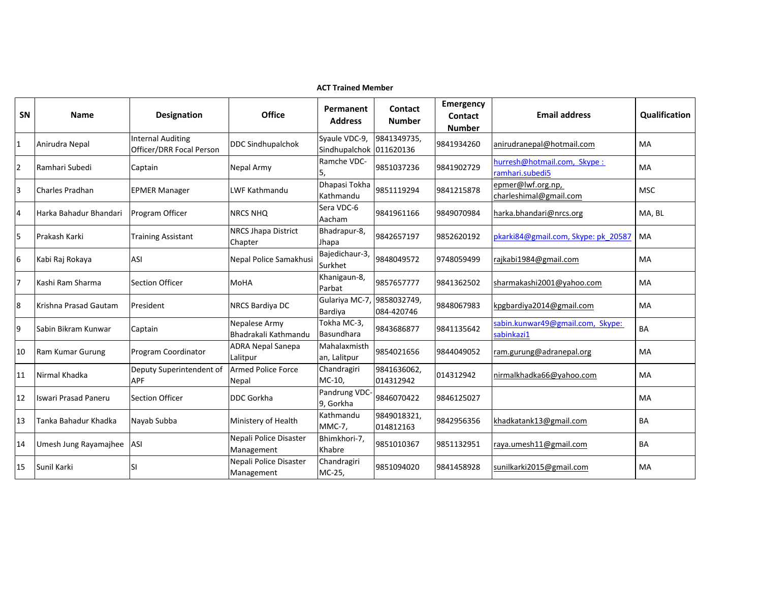**ACT Trained Member**

| SN | Name | Designation | Office | Permanent Address | Contact Number | Emergency Contact Number | Email address | Qualification |
|---|---|---|---|---|---|---|---|---|
| 1 | Anirudra Nepal | Internal Auditing Officer/DRR Focal Person | DDC Sindhupalchok | Syaule VDC-9, Sindhupalchok | 9841349735, 011620136 | 9841934260 | anirudranepal@hotmail.com | MA |
| 2 | Ramhari Subedi | Captain | Nepal Army | Ramche VDC-5, | 9851037236 | 9841902729 | hurresh@hotmail.com, Skype : ramhari.subedi5 | MA |
| 3 | Charles Pradhan | EPMER Manager | LWF Kathmandu | Dhapasi Tokha Kathmandu | 9851119294 | 9841215878 | epmer@lwf.org.np, charleshimal@gmail.com | MSC |
| 4 | Harka Bahadur Bhandari | Program Officer | NRCS NHQ | Sera VDC-6 Aacham | 9841961166 | 9849070984 | harka.bhandari@nrcs.org | MA, BL |
| 5 | Prakash Karki | Training Assistant | NRCS Jhapa District Chapter | Bhadrapur-8, Jhapa | 9842657197 | 9852620192 | pkarki84@gmail.com, Skype: pk_20587 | MA |
| 6 | Kabi Raj Rokaya | ASI | Nepal Police Samakhusi | Bajedichaur-3, Surkhet | 9848049572 | 9748059499 | rajkabi1984@gmail.com | MA |
| 7 | Kashi Ram Sharma | Section Officer | MoHA | Khanigaun-8, Parbat | 9857657777 | 9841362502 | sharmakashi2001@yahoo.com | MA |
| 8 | Krishna Prasad Gautam | President | NRCS Bardiya DC | Gulariya MC-7, Bardiya | 9858032749, 084-420746 | 9848067983 | kpgbardiya2014@gmail.com | MA |
| 9 | Sabin Bikram Kunwar | Captain | Nepalese Army Bhadrakali Kathmandu | Tokha MC-3, Basundhara | 9843686877 | 9841135642 | sabin.kunwar49@gmail.com, Skype: sabinkazi1 | BA |
| 10 | Ram Kumar Gurung | Program Coordinator | ADRA Nepal Sanepa Lalitpur | Mahalaxmisthan, Lalitpur | 9854021656 | 9844049052 | ram.gurung@adranepal.org | MA |
| 11 | Nirmal Khadka | Deputy Superintendent of APF | Armed Police Force Nepal | Chandragiri MC-10, | 9841636062, 014312942 | 014312942 | nirmalkhadka66@yahoo.com | MA |
| 12 | Iswari Prasad Paneru | Section Officer | DDC Gorkha | Pandrung VDC-9, Gorkha | 9846070422 | 9846125027 | | MA |
| 13 | Tanka Bahadur Khadka | Nayab Subba | Ministery of Health | Kathmandu MMC-7, | 9849018321, 014812163 | 9842956356 | khadkatank13@gmail.com | BA |
| 14 | Umesh Jung Rayamajhee | ASI | Nepali Police Disaster Management | Bhimkhori-7, Khabre | 9851010367 | 9851132951 | raya.umesh11@gmail.com | BA |
| 15 | Sunil Karki | SI | Nepali Police Disaster Management | Chandragiri MC-25, | 9851094020 | 9841458928 | sunilkarki2015@gmail.com | MA |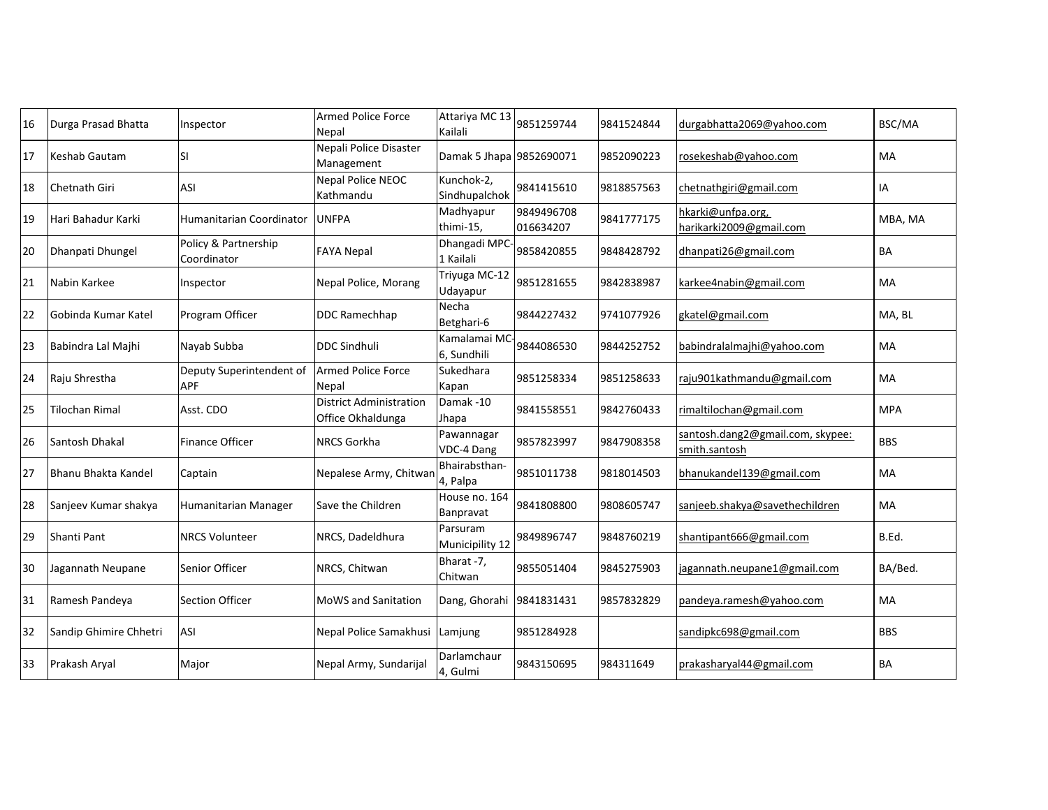| 16 | Durga Prasad Bhatta | Inspector | Armed Police Force Nepal | Attariya MC 13 Kailali | 9851259744 | 9841524844 | durgabhatta2069@yahoo.com | BSC/MA |
|---|---|---|---|---|---|---|---|---|
| 17 | Keshab Gautam | SI | Nepali Police Disaster Management | Damak 5 Jhapa | 9852690071 | 9852090223 | rosekeshab@yahoo.com | MA |
| 18 | Chetnath Giri | ASI | Nepal Police NEOC Kathmandu | Kunchok-2, Sindhupalchok | 9841415610 | 9818857563 | chetnathgiri@gmail.com | IA |
| 19 | Hari Bahadur Karki | Humanitarian Coordinator | UNFPA | Madhyapur thimi-15, | 9849496708 016634207 | 9841777175 | hkarki@unfpa.org, harikarki2009@gmail.com | MBA, MA |
| 20 | Dhanpati Dhungel | Policy & Partnership Coordinator | FAYA Nepal | Dhangadi MPC-1 Kailali | 9858420855 | 9848428792 | dhanpati26@gmail.com | BA |
| 21 | Nabin Karkee | Inspector | Nepal Police, Morang | Triyuga MC-12 Udayapur | 9851281655 | 9842838987 | karkee4nabin@gmail.com | MA |
| 22 | Gobinda Kumar Katel | Program Officer | DDC Ramechhap | Necha Betghari-6 | 9844227432 | 9741077926 | gkatel@gmail.com | MA, BL |
| 23 | Babindra Lal Majhi | Nayab Subba | DDC Sindhuli | Kamalamai MC-6, Sundhili | 9844086530 | 9844252752 | babindralalmajhi@yahoo.com | MA |
| 24 | Raju Shrestha | Deputy Superintendent of APF | Armed Police Force Nepal | Sukedhara Kapan | 9851258334 | 9851258633 | raju901kathmandu@gmail.com | MA |
| 25 | Tilochan Rimal | Asst. CDO | District Administration Office Okhaldunga | Damak -10 Jhapa | 9841558551 | 9842760433 | rimaltilochan@gmail.com | MPA |
| 26 | Santosh Dhakal | Finance Officer | NRCS Gorkha | Pawannagar VDC-4 Dang | 9857823997 | 9847908358 | santosh.dang2@gmail.com, skypee: smith.santosh | BBS |
| 27 | Bhanu Bhakta Kandel | Captain | Nepalese Army, Chitwan | Bhairabsthan-4, Palpa | 9851011738 | 9818014503 | bhanukandel139@gmail.com | MA |
| 28 | Sanjeev Kumar shakya | Humanitarian Manager | Save the Children | House no. 164 Banpravat | 9841808800 | 9808605747 | sanjeeb.shakya@savethechildren | MA |
| 29 | Shanti Pant | NRCS Volunteer | NRCS, Dadeldhura | Parsuram Municipility 12 | 9849896747 | 9848760219 | shantipant666@gmail.com | B.Ed. |
| 30 | Jagannath Neupane | Senior Officer | NRCS, Chitwan | Bharat -7, Chitwan | 9855051404 | 9845275903 | jagannath.neupane1@gmail.com | BA/Bed. |
| 31 | Ramesh Pandeya | Section Officer | MoWS and Sanitation | Dang, Ghorahi | 9841831431 | 9857832829 | pandeya.ramesh@yahoo.com | MA |
| 32 | Sandip Ghimire Chhetri | ASI | Nepal Police Samakhusi | Lamjung | 9851284928 | | sandipkc698@gmail.com | BBS |
| 33 | Prakash Aryal | Major | Nepal Army, Sundarijal | Darlamchaur 4, Gulmi | 9843150695 | 984311649 | prakasharyal44@gmail.com | BA |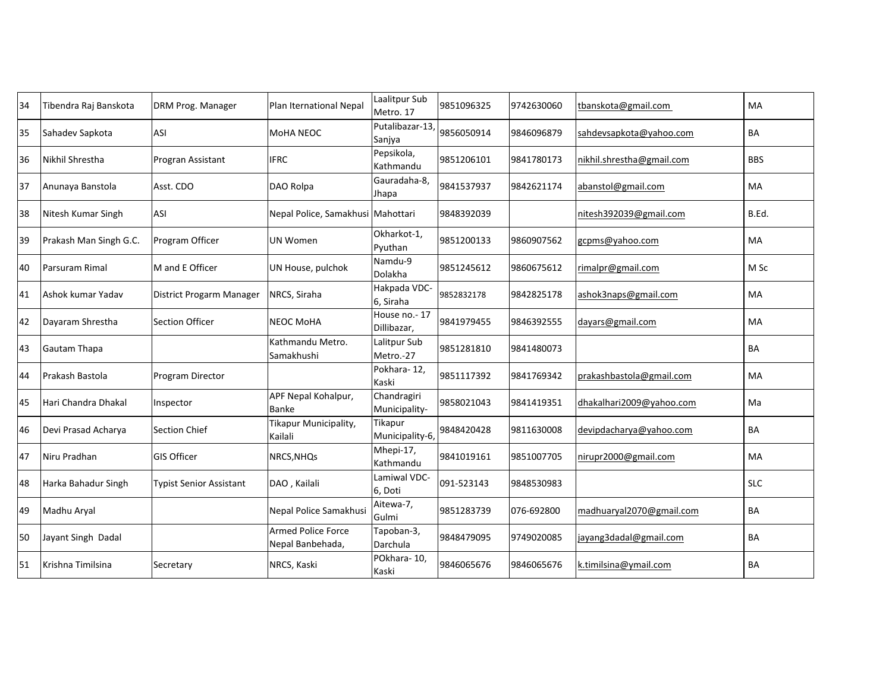| 34 | Tibendra Raj Banskota | DRM Prog. Manager | Plan International Nepal | Laalitpur Sub Metro. 17 | 9851096325 | 9742630060 | tbanskota@gmail.com | MA |
|---|---|---|---|---|---|---|---|---|
| 35 | Sahadev Sapkota | ASI | MoHA NEOC | Putalibazar-13, Sanjya | 9856050914 | 9846096879 | sahdevsapkota@yahoo.com | BA |
| 36 | Nikhil Shrestha | Progran Assistant | IFRC | Pepsikola, Kathmandu | 9851206101 | 9841780173 | nikhil.shrestha@gmail.com | BBS |
| 37 | Anunaya Banstola | Asst. CDO | DAO Rolpa | Gauradaha-8, Jhapa | 9841537937 | 9842621174 | abanstol@gmail.com | MA |
| 38 | Nitesh Kumar Singh | ASI | Nepal Police, Samakhusi | Mahottari | 9848392039 | | nitesh392039@gmail.com | B.Ed. |
| 39 | Prakash Man Singh G.C. | Program Officer | UN Women | Okharkot-1, Pyuthan | 9851200133 | 9860907562 | gcpms@yahoo.com | MA |
| 40 | Parsuram Rimal | M and E Officer | UN House, pulchok | Namdu-9 Dolakha | 9851245612 | 9860675612 | rimalpr@gmail.com | M Sc |
| 41 | Ashok kumar Yadav | District Progarm Manager | NRCS, Siraha | Hakpada VDC-6, Siraha | 9852832178 | 9842825178 | ashok3naps@gmail.com | MA |
| 42 | Dayaram Shrestha | Section Officer | NEOC MoHA | House no.- 17 Dillibazar, | 9841979455 | 9846392555 | dayars@gmail.com | MA |
| 43 | Gautam Thapa | | Kathmandu Metro. Samakhushi | Lalitpur Sub Metro.-27 | 9851281810 | 9841480073 | | BA |
| 44 | Prakash Bastola | Program Director | | Pokhara- 12, Kaski | 9851117392 | 9841769342 | prakashbastola@gmail.com | MA |
| 45 | Hari Chandra Dhakal | Inspector | APF Nepal Kohalpur, Banke | Chandragiri Municipality- | 9858021043 | 9841419351 | dhakalhari2009@yahoo.com | Ma |
| 46 | Devi Prasad Acharya | Section Chief | Tikapur Municipality, Kailali | Tikapur Municipality-6, | 9848420428 | 9811630008 | devipdacharya@yahoo.com | BA |
| 47 | Niru Pradhan | GIS Officer | NRCS,NHQs | Mhepi-17, Kathmandu | 9841019161 | 9851007705 | nirupr2000@gmail.com | MA |
| 48 | Harka Bahadur Singh | Typist Senior Assistant | DAO , Kailali | Lamiwal VDC-6, Doti | 091-523143 | 9848530983 | | SLC |
| 49 | Madhu Aryal | | Nepal Police Samakhusi | Aitewa-7, Gulmi | 9851283739 | 076-692800 | madhuaryal2070@gmail.com | BA |
| 50 | Jayant Singh Dadal | | Armed Police Force Nepal Banbehada, | Tapoban-3, Darchula | 9848479095 | 9749020085 | jayang3dadal@gmail.com | BA |
| 51 | Krishna Timilsina | Secretary | NRCS, Kaski | POkhara- 10, Kaski | 9846065676 | 9846065676 | k.timilsina@ymail.com | BA |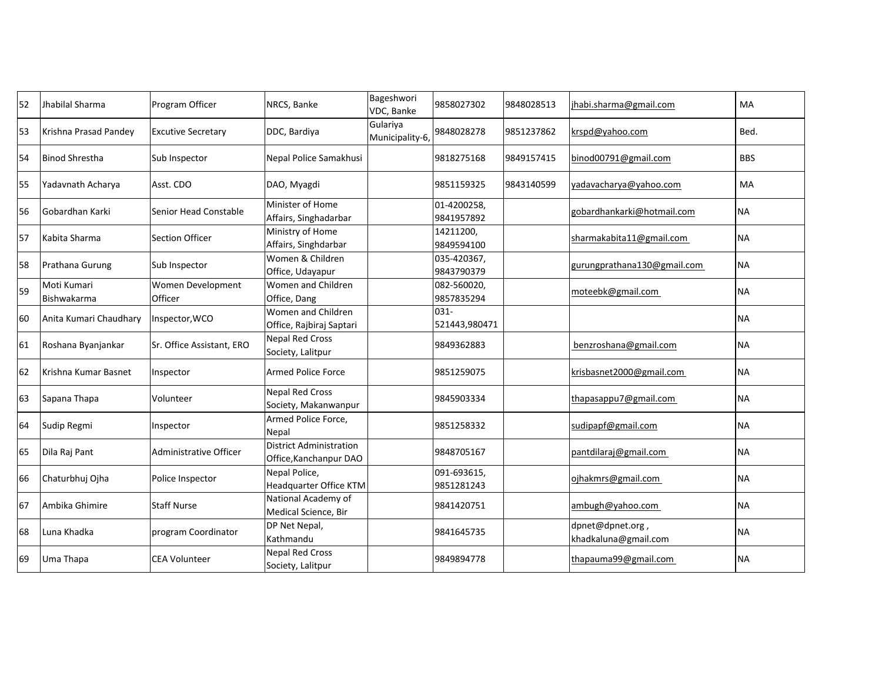| 52 | Jhabilal Sharma | Program Officer | NRCS, Banke | Bageshwori VDC, Banke | 9858027302 | 9848028513 | jhabi.sharma@gmail.com | MA |
|---|---|---|---|---|---|---|---|---|
| 53 | Krishna Prasad Pandey | Excutive Secretary | DDC, Bardiya | Gulariya Municipality-6, | 9848028278 | 9851237862 | krspd@yahoo.com | Bed. |
| 54 | Binod Shrestha | Sub Inspector | Nepal Police Samakhusi | | 9818275168 | 9849157415 | binod00791@gmail.com | BBS |
| 55 | Yadavnath Acharya | Asst. CDO | DAO, Myagdi | | 9851159325 | 9843140599 | yadavacharya@yahoo.com | MA |
| 56 | Gobardhan Karki | Senior Head Constable | Minister of Home Affairs, Singhadarbar | | 01-4200258, 9841957892 | | gobardhankarki@hotmail.com | NA |
| 57 | Kabita Sharma | Section Officer | Ministry of Home Affairs, Singhdarbar | | 14211200, 9849594100 | | sharmakabita11@gmail.com | NA |
| 58 | Prathana Gurung | Sub Inspector | Women & Children Office, Udayapur | | 035-420367, 9843790379 | | gurungprathana130@gmail.com | NA |
| 59 | Moti Kumari Bishwakarma | Women Development Officer | Women and Children Office, Dang | | 082-560020, 9857835294 | | moteebk@gmail.com | NA |
| 60 | Anita Kumari Chaudhary | Inspector,WCO | Women and Children Office, Rajbiraj Saptari | | 031-521443,980471 | | | NA |
| 61 | Roshana Byanjankar | Sr. Office Assistant, ERO | Nepal Red Cross Society, Lalitpur | | 9849362883 | | benzroshana@gmail.com | NA |
| 62 | Krishna Kumar Basnet | Inspector | Armed Police Force | | 9851259075 | | krisbasnet2000@gmail.com | NA |
| 63 | Sapana Thapa | Volunteer | Nepal Red Cross Society, Makanwanpur | | 9845903334 | | thapasappu7@gmail.com | NA |
| 64 | Sudip Regmi | Inspector | Armed Police Force, Nepal | | 9851258332 | | sudipapf@gmail.com | NA |
| 65 | Dila Raj Pant | Administrative Officer | District Administration Office,Kanchanpur DAO | | 9848705167 | | pantdilaraj@gmail.com | NA |
| 66 | Chaturbhuj Ojha | Police Inspector | Nepal Police, Headquarter Office KTM | | 091-693615, 9851281243 | | ojhakmrs@gmail.com | NA |
| 67 | Ambika Ghimire | Staff Nurse | National Academy of Medical Science, Bir | | 9841420751 | | ambugh@yahoo.com | NA |
| 68 | Luna Khadka | program Coordinator | DP Net Nepal, Kathmandu | | 9841645735 | | dpnet@dpnet.org , khadkaluna@gmail.com | NA |
| 69 | Uma Thapa | CEA Volunteer | Nepal Red Cross Society, Lalitpur | | 9849894778 | | thapauma99@gmail.com | NA |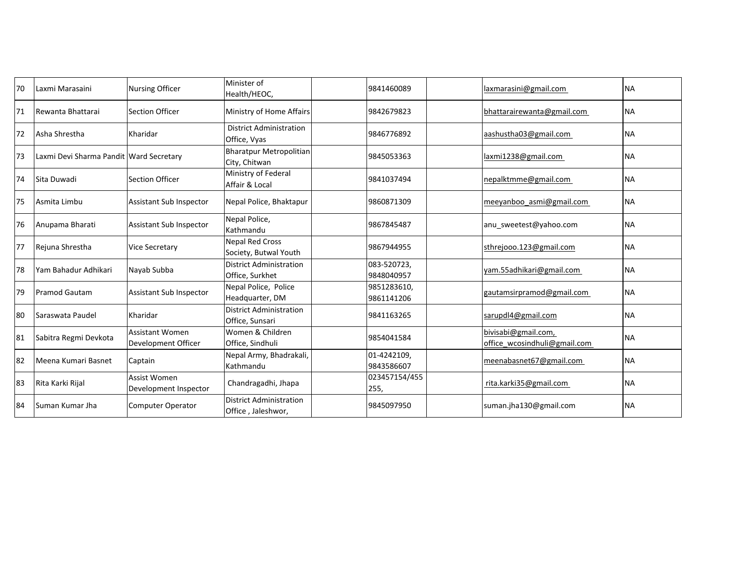| | | | | | | | | |
|---|---|---|---|---|---|---|---|---|
| 70 | Laxmi Marasaini | Nursing Officer | Minister of Health/HEOC, | | 9841460089 | | laxmarasini@gmail.com | NA |
| 71 | Rewanta Bhattarai | Section Officer | Ministry of Home Affairs | | 9842679823 | | bhattarairewanta@gmail.com | NA |
| 72 | Asha Shrestha | Kharidar | District Administration Office, Vyas | | 9846776892 | | aashustha03@gmail.com | NA |
| 73 | Laxmi Devi Sharma Pandit | Ward Secretary | Bharatpur Metropolitian City, Chitwan | | 9845053363 | | laxmi1238@gmail.com | NA |
| 74 | Sita Duwadi | Section Officer | Ministry of Federal Affair & Local | | 9841037494 | | nepalktmme@gmail.com | NA |
| 75 | Asmita Limbu | Assistant Sub Inspector | Nepal Police, Bhaktapur | | 9860871309 | | meeyanboo_asmi@gmail.com | NA |
| 76 | Anupama Bharati | Assistant Sub Inspector | Nepal Police, Kathmandu | | 9867845487 | | anu_sweetest@yahoo.com | NA |
| 77 | Rejuna Shrestha | Vice Secretary | Nepal Red Cross Society, Butwal Youth | | 9867944955 | | sthrejooo.123@gmail.com | NA |
| 78 | Yam Bahadur Adhikari | Nayab Subba | District Administration Office, Surkhet | | 083-520723, 9848040957 | | yam.55adhikari@gmail.com | NA |
| 79 | Pramod Gautam | Assistant Sub Inspector | Nepal Police, Police Headquarter, DM | | 9851283610, 9861141206 | | gautamsirpramod@gmail.com | NA |
| 80 | Saraswata Paudel | Kharidar | District Administration Office, Sunsari | | 9841163265 | | sarupdl4@gmail.com | NA |
| 81 | Sabitra Regmi Devkota | Assistant Women Development Officer | Women & Children Office, Sindhuli | | 9854041584 | | bivisabi@gmail.com, office_wcosindhuli@gmail.com | NA |
| 82 | Meena Kumari Basnet | Captain | Nepal Army, Bhadrakali, Kathmandu | | 01-4242109, 9843586607 | | meenabasnet67@gmail.com | NA |
| 83 | Rita Karki Rijal | Assist Women Development Inspector | Chandragadhi, Jhapa | | 023457154/455 255, | | rita.karki35@gmail.com | NA |
| 84 | Suman Kumar Jha | Computer Operator | District Administration Office , Jaleshwor, | | 9845097950 | | suman.jha130@gmail.com | NA |